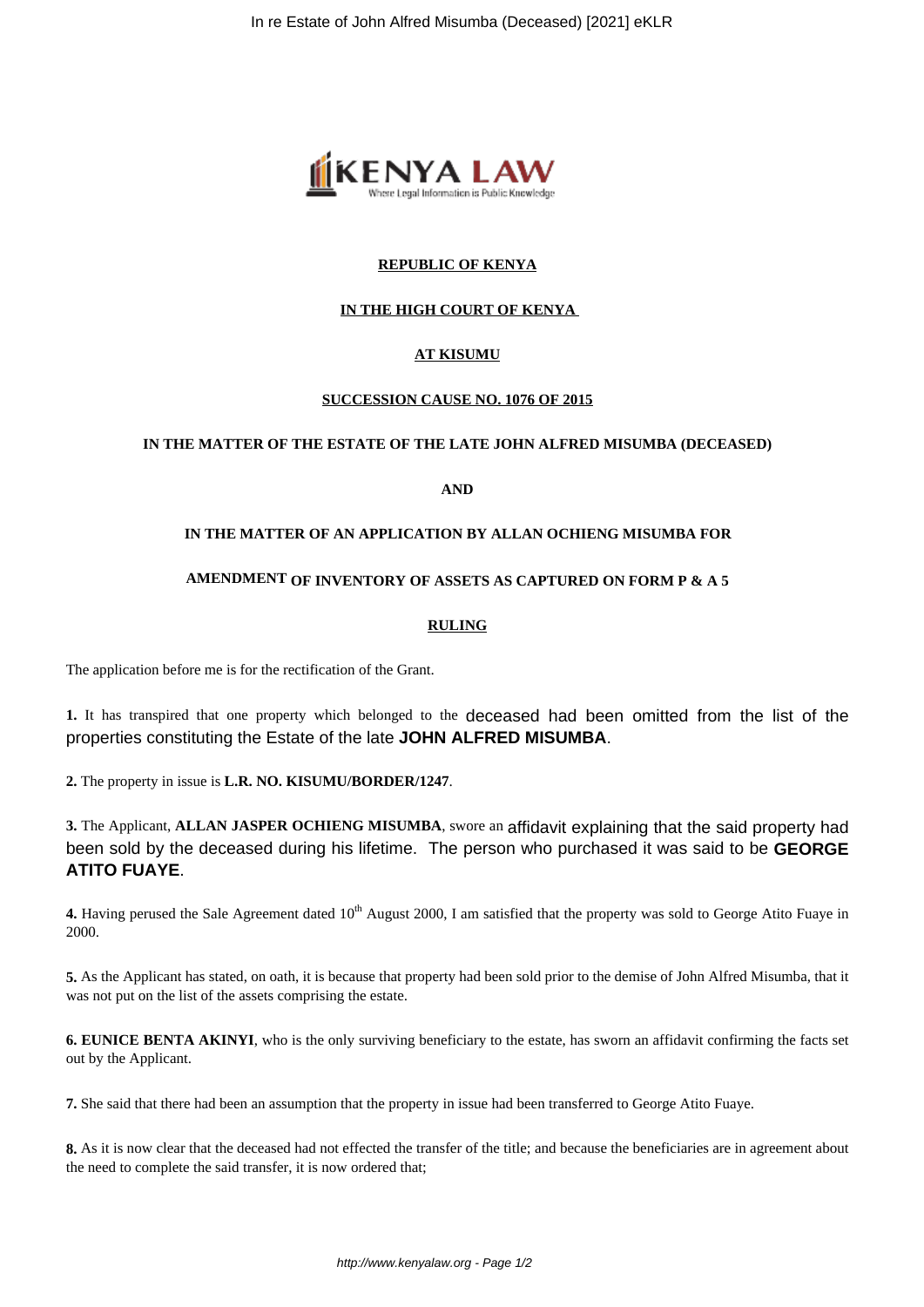**REPUBLIC OF KENYA**

**IN THE HIGH COURT OF KENYA**

**AT KISUMU**

**SUCCESSION CAUSE NO. 1076 OF 2015**

**IN THE MATTER OF THE ESTATE OF THE LATE JOHN ALFRED MISUMBA (DECEASED)**

**AND**

**IN THE MATTER OF AN APPLICATION BY ALLAN OCHIENG MISUMBA FOR AMENDMENT OF INVENTORY OF ASSETS AS CAPTURED ON FORM P & A 5**

**RULING**

The application before me is for the rectification of the Grant.

**1.** It has transpired that one property which belonged to the deceased had been omitted from the list of the properties constituting the Estate of the late **JOHN ALFRED MISUMBA**.

**2.** The property in issue is **L.R. NO. KISUMU/BORDER/1247**.

**3.** The Applicant, **ALLAN JASPER OCHIENG MISUMBA**, swore an affidavit explaining that the said property had been sold by the deceased during his lifetime. The person who purchased it was said to be **GEORGE ATITO FUAYE**.

**4.** Having perused the Sale Agreement dated 10th August 2000, I am satisfied that the property was sold to George Atito Fuaye in 2000.

**5.** As the Applicant has stated, on oath, it is because that property had been sold prior to the demise of John Alfred Misumba, that it was not put on the list of the assets comprising the estate.

**6. EUNICE BENTA AKINYI**, who is the only surviving beneficiary to the estate, has sworn an affidavit confirming the facts set out by the Applicant.

**7.** She said that there had been an assumption that the property in issue had been transferred to George Atito Fuaye.

**8.** As it is now clear that the deceased had not effected the transfer of the title; and because the beneficiaries are in agreement about the need to complete the said transfer, it is now ordered that;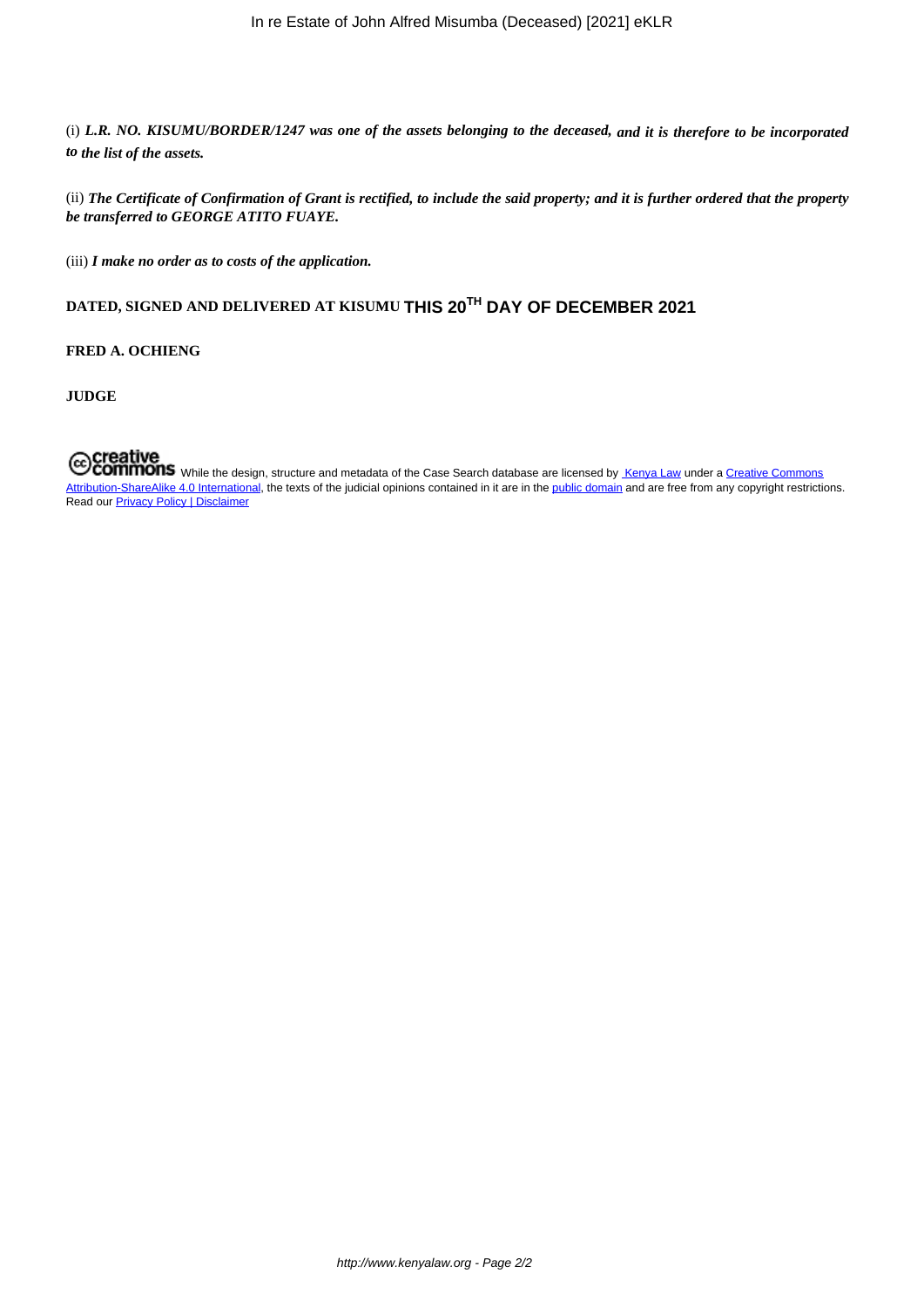(i) ***L.R. NO. KISUMU/BORDER/1247 was one of the assets belonging to the deceased, and it is therefore to be incorporated to the list of the assets.***

(ii) ***The Certificate of Confirmation of Grant is rectified, to include the said property; and it is further ordered that the property be transferred to GEORGE ATITO FUAYE.***

(iii) ***I make no order as to costs of the application.***

**DATED, SIGNED AND DELIVERED AT KISUMU THIS 20TH DAY OF DECEMBER 2021**

**FRED A. OCHIENG**

**JUDGE**

While the design, structure and metadata of the Case Search database are licensed by Kenya Law under a Creative Commons Attribution-ShareAlike 4.0 International, the texts of the judicial opinions contained in it are in the public domain and are free from any copyright restrictions. Read our Privacy Policy | Disclaimer